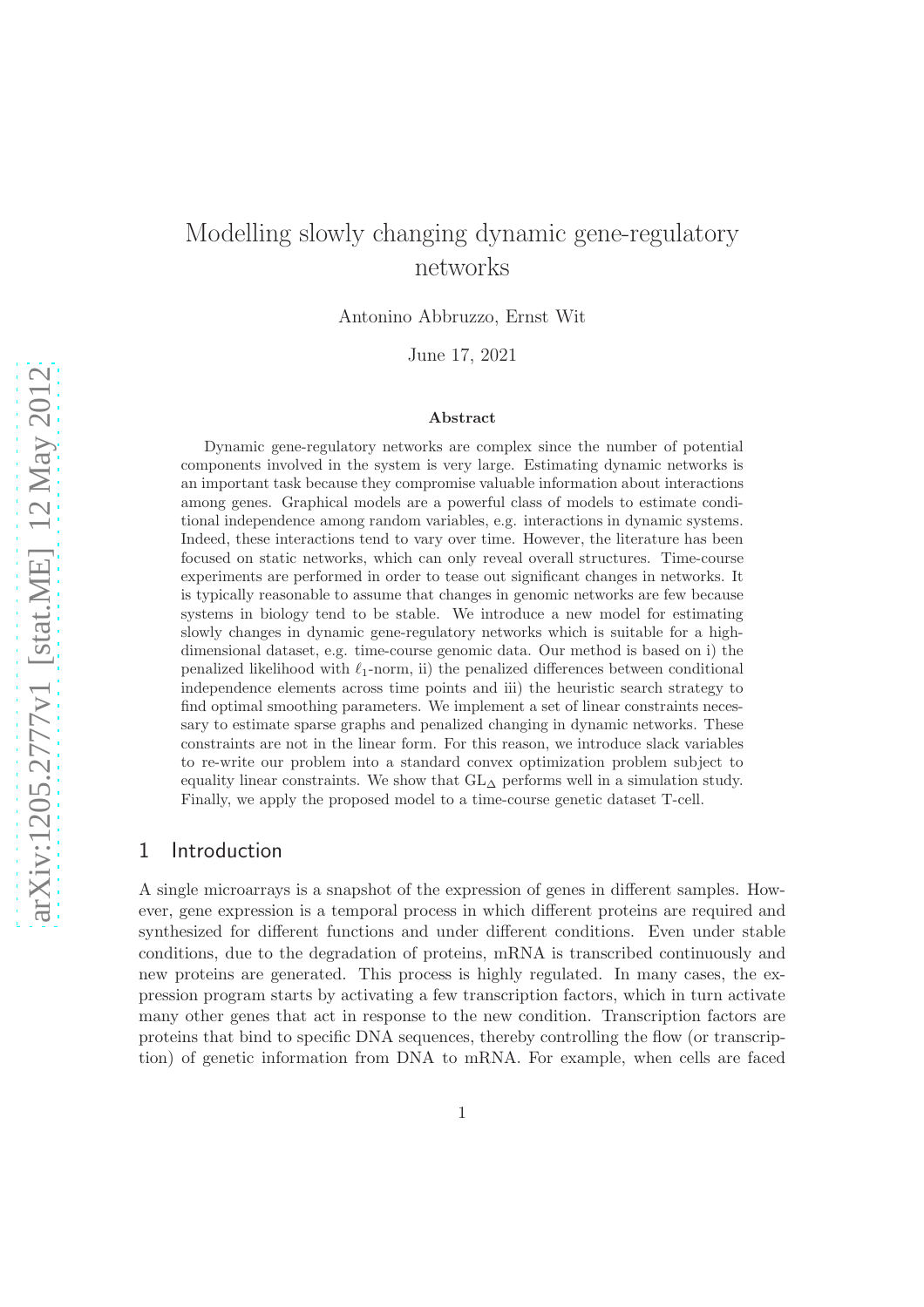# Modelling slowly changing dynamic gene-regulatory networks

Antonino Abbruzzo, Ernst Wit

June 17, 2021

### Abstract

Dynamic gene-regulatory networks are complex since the number of potential components involved in the system is very large. Estimating dynamic networks is an important task because they compromise valuable information about interactions among genes. Graphical models are a powerful class of models to estimate conditional independence among random variables, e.g. interactions in dynamic systems. Indeed, these interactions tend to vary over time. However, the literature has been focused on static networks, which can only reveal overall structures. Time-course experiments are performed in order to tease out significant changes in networks. It is typically reasonable to assume that changes in genomic networks are few because systems in biology tend to be stable. We introduce a new model for estimating slowly changes in dynamic gene-regulatory networks which is suitable for a high-dimensional dataset, e.g. time-course genomic data. Our method is based on i) the penalized likelihood with $\ell_1$-norm, ii) the penalized differences between conditional independence elements across time points and iii) the heuristic search strategy to find optimal smoothing parameters. We implement a set of linear constraints necessary to estimate sparse graphs and penalized changing in dynamic networks. These constraints are not in the linear form. For this reason, we introduce slack variables to re-write our problem into a standard convex optimization problem subject to equality linear constraints. We show that $\text{GL}_\Delta$ performs well in a simulation study. Finally, we apply the proposed model to a time-course genetic dataset T-cell.

## 1 Introduction

A single microarrays is a snapshot of the expression of genes in different samples. However, gene expression is a temporal process in which different proteins are required and synthesized for different functions and under different conditions. Even under stable conditions, due to the degradation of proteins, mRNA is transcribed continuously and new proteins are generated. This process is highly regulated. In many cases, the expression program starts by activating a few transcription factors, which in turn activate many other genes that act in response to the new condition. Transcription factors are proteins that bind to specific DNA sequences, thereby controlling the flow (or transcription) of genetic information from DNA to mRNA. For example, when cells are faced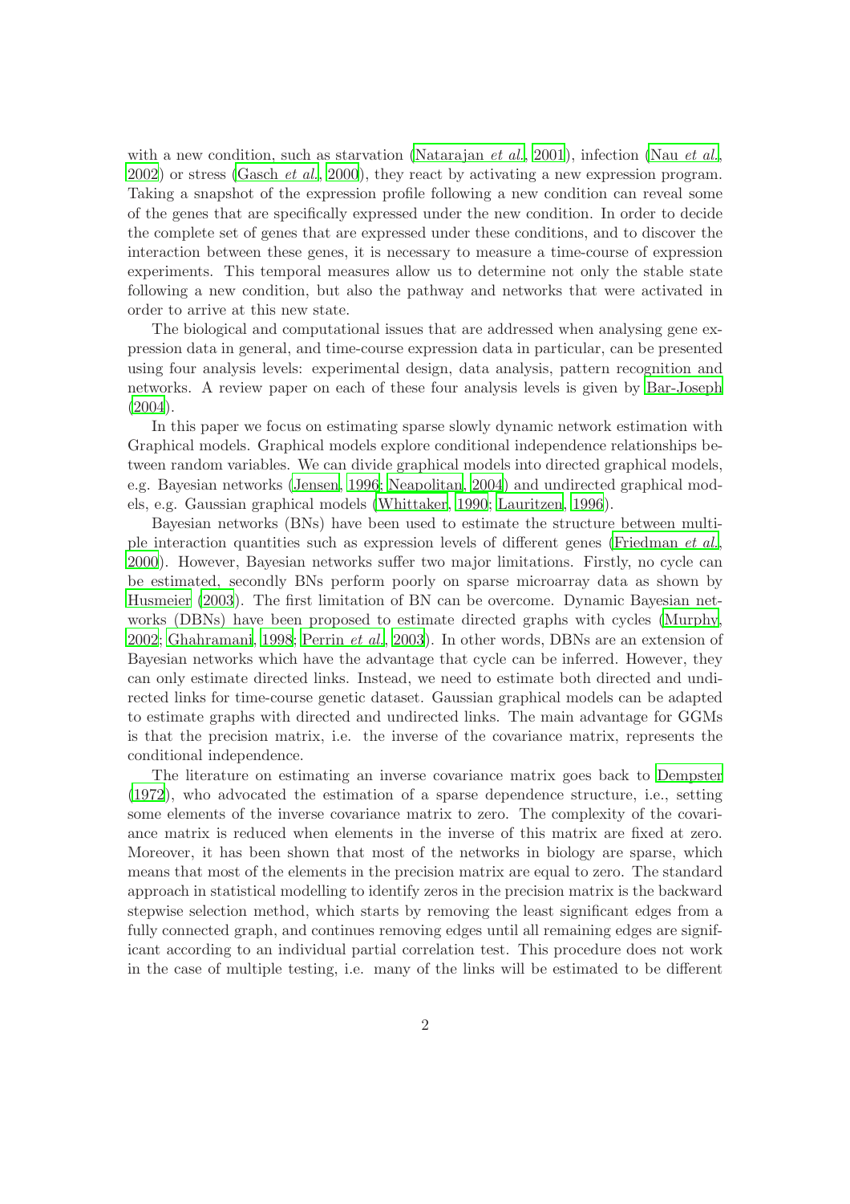with a new condition, such as starvation (Natarajan *et al.*, 2001), infection (Nau *et al.*, 2002) or stress (Gasch *et al.*, 2000), they react by activating a new expression program. Taking a snapshot of the expression profile following a new condition can reveal some of the genes that are specifically expressed under the new condition. In order to decide the complete set of genes that are expressed under these conditions, and to discover the interaction between these genes, it is necessary to measure a time-course of expression experiments. This temporal measures allow us to determine not only the stable state following a new condition, but also the pathway and networks that were activated in order to arrive at this new state.

The biological and computational issues that are addressed when analysing gene expression data in general, and time-course expression data in particular, can be presented using four analysis levels: experimental design, data analysis, pattern recognition and networks. A review paper on each of these four analysis levels is given by Bar-Joseph (2004).

In this paper we focus on estimating sparse slowly dynamic network estimation with Graphical models. Graphical models explore conditional independence relationships between random variables. We can divide graphical models into directed graphical models, e.g. Bayesian networks (Jensen, 1996; Neapolitan, 2004) and undirected graphical models, e.g. Gaussian graphical models (Whittaker, 1990; Lauritzen, 1996).

Bayesian networks (BNs) have been used to estimate the structure between multiple interaction quantities such as expression levels of different genes (Friedman *et al.*, 2000). However, Bayesian networks suffer two major limitations. Firstly, no cycle can be estimated, secondly BNs perform poorly on sparse microarray data as shown by Husmeier (2003). The first limitation of BN can be overcome. Dynamic Bayesian networks (DBNs) have been proposed to estimate directed graphs with cycles (Murphy, 2002; Ghahramani, 1998; Perrin *et al.*, 2003). In other words, DBNs are an extension of Bayesian networks which have the advantage that cycle can be inferred. However, they can only estimate directed links. Instead, we need to estimate both directed and undirected links for time-course genetic dataset. Gaussian graphical models can be adapted to estimate graphs with directed and undirected links. The main advantage for GGMs is that the precision matrix, i.e. the inverse of the covariance matrix, represents the conditional independence.

The literature on estimating an inverse covariance matrix goes back to Dempster (1972), who advocated the estimation of a sparse dependence structure, i.e., setting some elements of the inverse covariance matrix to zero. The complexity of the covariance matrix is reduced when elements in the inverse of this matrix are fixed at zero. Moreover, it has been shown that most of the networks in biology are sparse, which means that most of the elements in the precision matrix are equal to zero. The standard approach in statistical modelling to identify zeros in the precision matrix is the backward stepwise selection method, which starts by removing the least significant edges from a fully connected graph, and continues removing edges until all remaining edges are significant according to an individual partial correlation test. This procedure does not work in the case of multiple testing, i.e. many of the links will be estimated to be different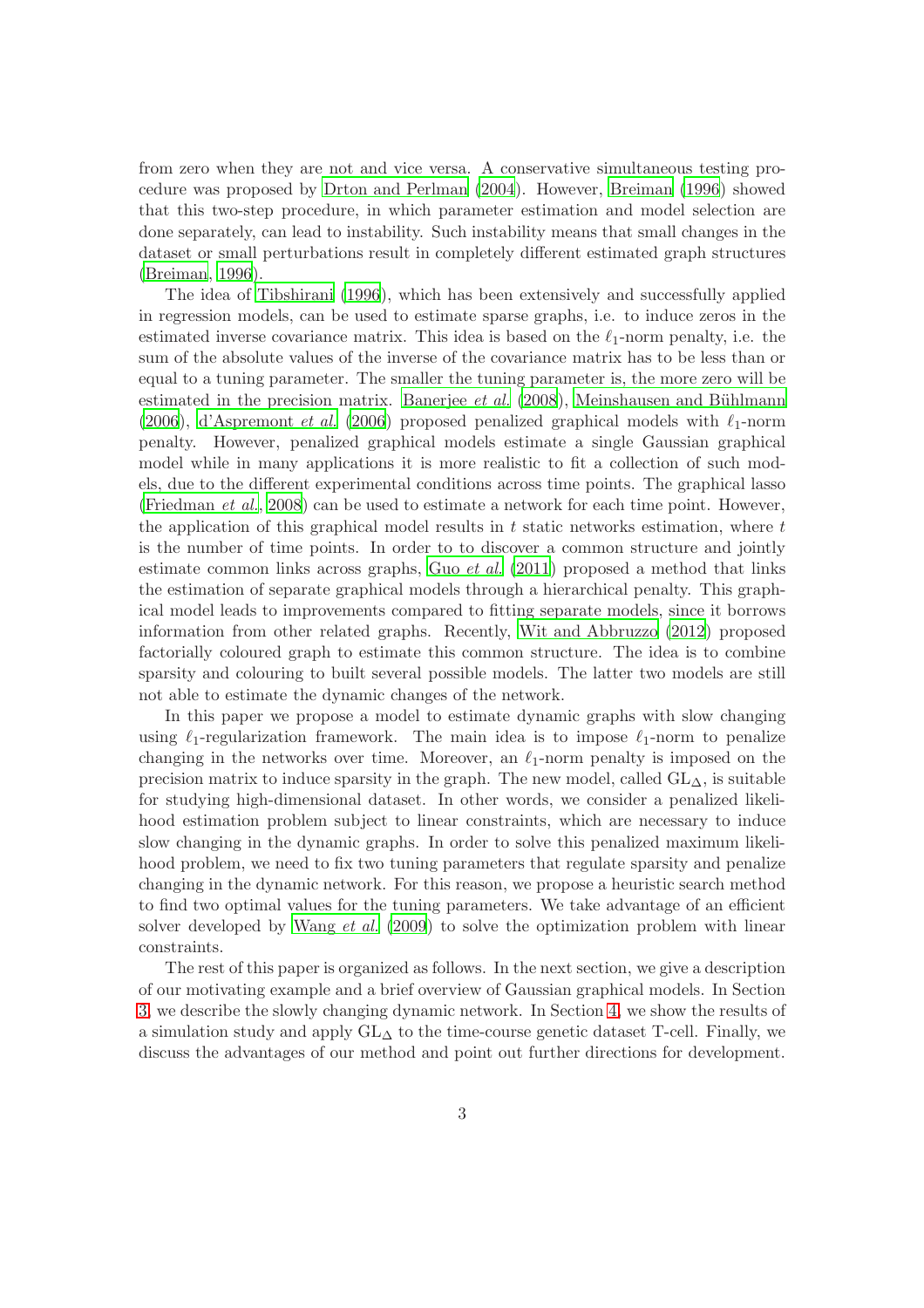from zero when they are not and vice versa. A conservative simultaneous testing procedure was proposed by Drton and Perlman (2004). However, Breiman (1996) showed that this two-step procedure, in which parameter estimation and model selection are done separately, can lead to instability. Such instability means that small changes in the dataset or small perturbations result in completely different estimated graph structures (Breiman, 1996).

The idea of Tibshirani (1996), which has been extensively and successfully applied in regression models, can be used to estimate sparse graphs, i.e. to induce zeros in the estimated inverse covariance matrix. This idea is based on the $\ell_1$-norm penalty, i.e. the sum of the absolute values of the inverse of the covariance matrix has to be less than or equal to a tuning parameter. The smaller the tuning parameter is, the more zero will be estimated in the precision matrix. Banerjee *et al.* (2008), Meinshausen and Bühlmann (2006), d'Aspremont *et al.* (2006) proposed penalized graphical models with $\ell_1$-norm penalty. However, penalized graphical models estimate a single Gaussian graphical model while in many applications it is more realistic to fit a collection of such models, due to the different experimental conditions across time points. The graphical lasso (Friedman *et al.*, 2008) can be used to estimate a network for each time point. However, the application of this graphical model results in $t$ static networks estimation, where $t$ is the number of time points. In order to to discover a common structure and jointly estimate common links across graphs, Guo *et al.* (2011) proposed a method that links the estimation of separate graphical models through a hierarchical penalty. This graphical model leads to improvements compared to fitting separate models, since it borrows information from other related graphs. Recently, Wit and Abbruzzo (2012) proposed factorially coloured graph to estimate this common structure. The idea is to combine sparsity and colouring to built several possible models. The latter two models are still not able to estimate the dynamic changes of the network.

In this paper we propose a model to estimate dynamic graphs with slow changing using $\ell_1$-regularization framework. The main idea is to impose $\ell_1$-norm to penalize changing in the networks over time. Moreover, an $\ell_1$-norm penalty is imposed on the precision matrix to induce sparsity in the graph. The new model, called $\mathrm{GL}_\Delta$, is suitable for studying high-dimensional dataset. In other words, we consider a penalized likelihood estimation problem subject to linear constraints, which are necessary to induce slow changing in the dynamic graphs. In order to solve this penalized maximum likelihood problem, we need to fix two tuning parameters that regulate sparsity and penalize changing in the dynamic network. For this reason, we propose a heuristic search method to find two optimal values for the tuning parameters. We take advantage of an efficient solver developed by Wang *et al.* (2009) to solve the optimization problem with linear constraints.

The rest of this paper is organized as follows. In the next section, we give a description of our motivating example and a brief overview of Gaussian graphical models. In Section 3, we describe the slowly changing dynamic network. In Section 4, we show the results of a simulation study and apply $\mathrm{GL}_\Delta$ to the time-course genetic dataset T-cell. Finally, we discuss the advantages of our method and point out further directions for development.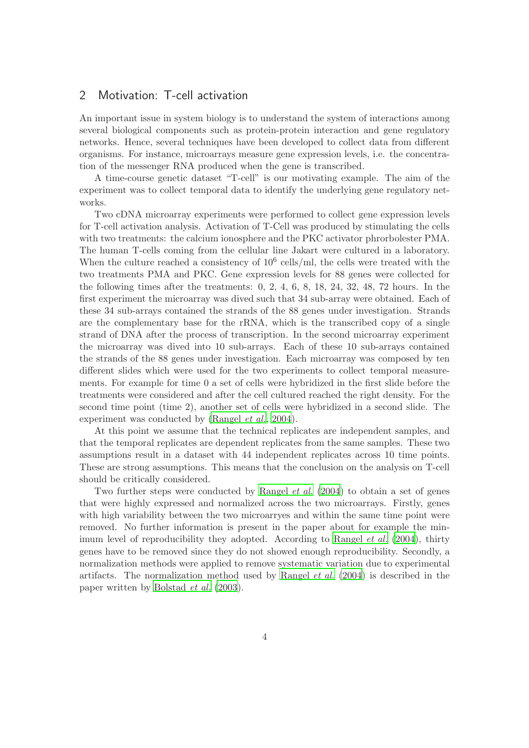## 2 Motivation: T-cell activation

An important issue in system biology is to understand the system of interactions among several biological components such as protein-protein interaction and gene regulatory networks. Hence, several techniques have been developed to collect data from different organisms. For instance, microarrays measure gene expression levels, i.e. the concentration of the messenger RNA produced when the gene is transcribed.

A time-course genetic dataset "T-cell" is our motivating example. The aim of the experiment was to collect temporal data to identify the underlying gene regulatory networks.

Two cDNA microarray experiments were performed to collect gene expression levels for T-cell activation analysis. Activation of T-Cell was produced by stimulating the cells with two treatments: the calcium ionosphere and the PKC activator phrorbolester PMA. The human T-cells coming from the cellular line Jakart were cultured in a laboratory. When the culture reached a consistency of $10^6$ cells/ml, the cells were treated with the two treatments PMA and PKC. Gene expression levels for 88 genes were collected for the following times after the treatments: 0, 2, 4, 6, 8, 18, 24, 32, 48, 72 hours. In the first experiment the microarray was dived such that 34 sub-array were obtained. Each of these 34 sub-arrays contained the strands of the 88 genes under investigation. Strands are the complementary base for the rRNA, which is the transcribed copy of a single strand of DNA after the process of transcription. In the second microarray experiment the microarray was dived into 10 sub-arrays. Each of these 10 sub-arrays contained the strands of the 88 genes under investigation. Each microarray was composed by ten different slides which were used for the two experiments to collect temporal measurements. For example for time 0 a set of cells were hybridized in the first slide before the treatments were considered and after the cell cultured reached the right density. For the second time point (time 2), another set of cells were hybridized in a second slide. The experiment was conducted by (Rangel *et al.*, 2004).

At this point we assume that the technical replicates are independent samples, and that the temporal replicates are dependent replicates from the same samples. These two assumptions result in a dataset with 44 independent replicates across 10 time points. These are strong assumptions. This means that the conclusion on the analysis on T-cell should be critically considered.

Two further steps were conducted by Rangel *et al.* (2004) to obtain a set of genes that were highly expressed and normalized across the two microarrays. Firstly, genes with high variability between the two microarryes and within the same time point were removed. No further information is present in the paper about for example the minimum level of reproducibility they adopted. According to Rangel *et al.* (2004), thirty genes have to be removed since they do not showed enough reproducibility. Secondly, a normalization methods were applied to remove systematic variation due to experimental artifacts. The normalization method used by Rangel *et al.* (2004) is described in the paper written by Bolstad *et al.* (2003).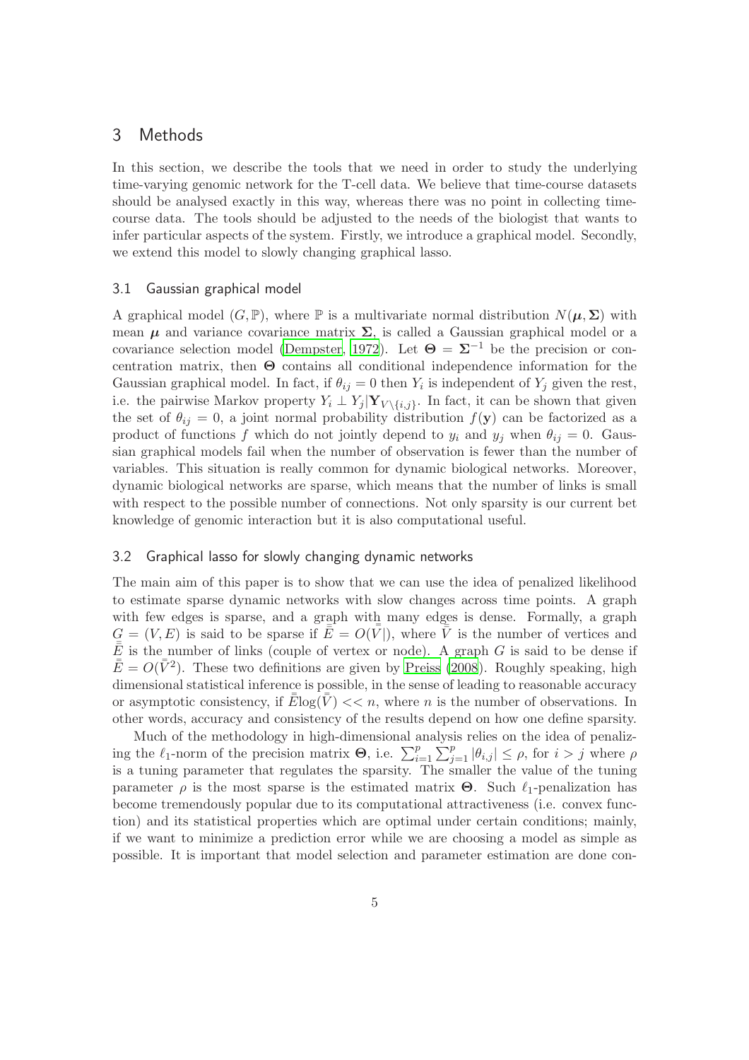## 3 Methods

In this section, we describe the tools that we need in order to study the underlying time-varying genomic network for the T-cell data. We believe that time-course datasets should be analysed exactly in this way, whereas there was no point in collecting time-course data. The tools should be adjusted to the needs of the biologist that wants to infer particular aspects of the system. Firstly, we introduce a graphical model. Secondly, we extend this model to slowly changing graphical lasso.

### 3.1 Gaussian graphical model

A graphical model $(G, \mathbb{P})$, where $\mathbb{P}$ is a multivariate normal distribution $N(\boldsymbol{\mu}, \boldsymbol{\Sigma})$ with mean $\boldsymbol{\mu}$ and variance covariance matrix $\boldsymbol{\Sigma}$, is called a Gaussian graphical model or a covariance selection model (Dempster, 1972). Let $\boldsymbol{\Theta} = \boldsymbol{\Sigma}^{-1}$ be the precision or concentration matrix, then $\boldsymbol{\Theta}$ contains all conditional independence information for the Gaussian graphical model. In fact, if $\theta_{ij} = 0$ then $Y_i$ is independent of $Y_j$ given the rest, i.e. the pairwise Markov property $Y_i \perp Y_j | \mathbf{Y}_{V \setminus \{i,j\}}$. In fact, it can be shown that given the set of $\theta_{ij} = 0$, a joint normal probability distribution $f(\mathbf{y})$ can be factorized as a product of functions $f$ which do not jointly depend to $y_i$ and $y_j$ when $\theta_{ij} = 0$. Gaussian graphical models fail when the number of observation is fewer than the number of variables. This situation is really common for dynamic biological networks. Moreover, dynamic biological networks are sparse, which means that the number of links is small with respect to the possible number of connections. Not only sparsity is our current bet knowledge of genomic interaction but it is also computational useful.

### 3.2 Graphical lasso for slowly changing dynamic networks

The main aim of this paper is to show that we can use the idea of penalized likelihood to estimate sparse dynamic networks with slow changes across time points. A graph with few edges is sparse, and a graph with many edges is dense. Formally, a graph $G = (V, E)$ is said to be sparse if $\bar{\bar{E}} = O(\bar{\bar{V}}|)$, where $\bar{\bar{V}}$ is the number of vertices and $\bar{\bar{E}}$ is the number of links (couple of vertex or node). A graph $G$ is said to be dense if $\bar{\bar{E}} = O(\bar{\bar{V}}^2)$. These two definitions are given by Preiss (2008). Roughly speaking, high dimensional statistical inference is possible, in the sense of leading to reasonable accuracy or asymptotic consistency, if $\bar{\bar{E}}\log(\bar{\bar{V}}) << n$, where $n$ is the number of observations. In other words, accuracy and consistency of the results depend on how one define sparsity.

Much of the methodology in high-dimensional analysis relies on the idea of penalizing the $\ell_1$-norm of the precision matrix $\boldsymbol{\Theta}$, i.e. $\sum_{i=1}^{p} \sum_{j=1}^{p} |\theta_{i,j}| \le \rho$, for $i > j$ where $\rho$ is a tuning parameter that regulates the sparsity. The smaller the value of the tuning parameter $\rho$ is the most sparse is the estimated matrix $\boldsymbol{\Theta}$. Such $\ell_1$-penalization has become tremendously popular due to its computational attractiveness (i.e. convex function) and its statistical properties which are optimal under certain conditions; mainly, if we want to minimize a prediction error while we are choosing a model as simple as possible. It is important that model selection and parameter estimation are done con-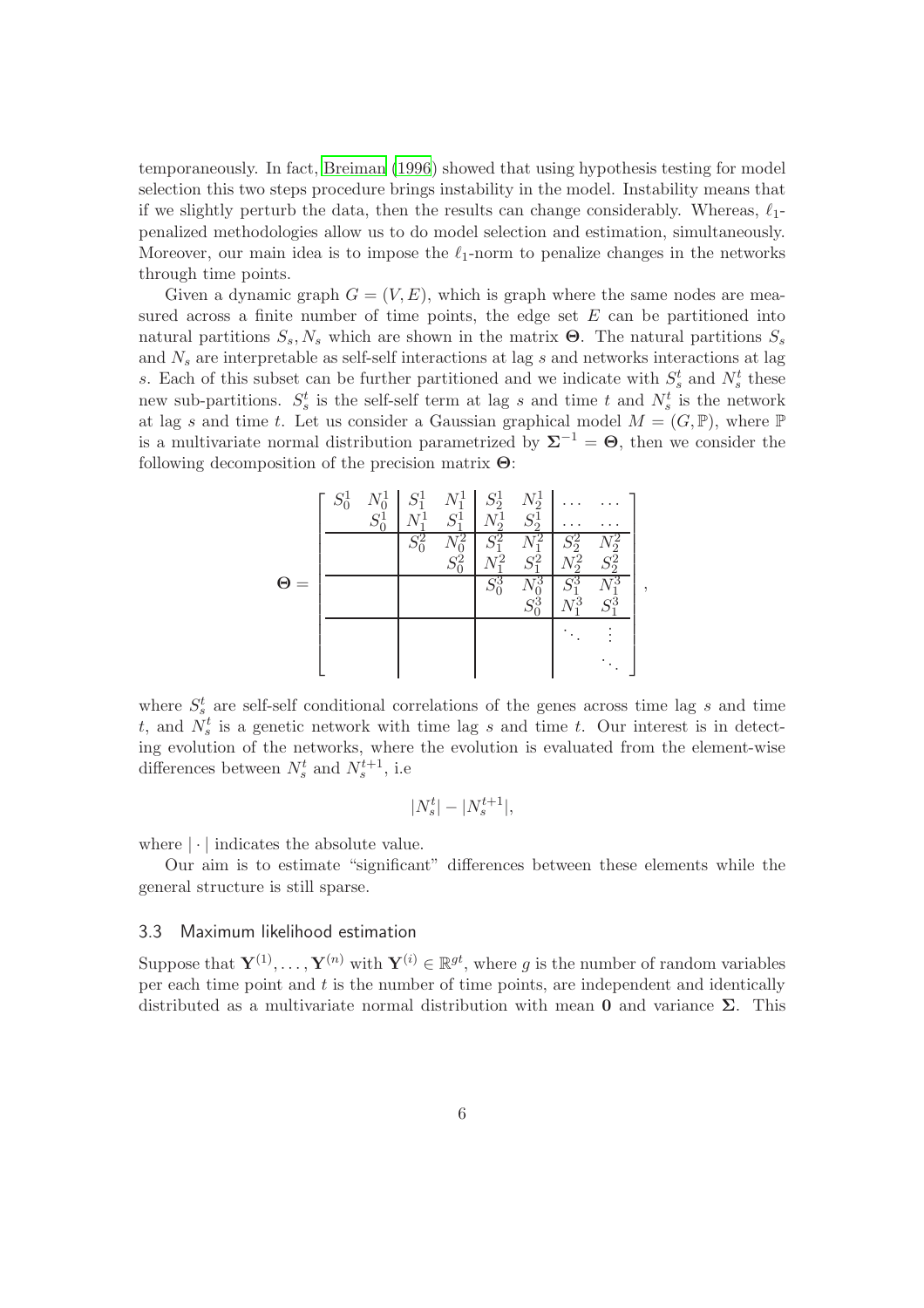temporaneously. In fact, Breiman (1996) showed that using hypothesis testing for model selection this two steps procedure brings instability in the model. Instability means that if we slightly perturb the data, then the results can change considerably. Whereas, $\ell_1$-penalized methodologies allow us to do model selection and estimation, simultaneously. Moreover, our main idea is to impose the $\ell_1$-norm to penalize changes in the networks through time points.

Given a dynamic graph $G = (V, E)$, which is graph where the same nodes are measured across a finite number of time points, the edge set $E$ can be partitioned into natural partitions $S_s, N_s$ which are shown in the matrix $\boldsymbol{\Theta}$. The natural partitions $S_s$ and $N_s$ are interpretable as self-self interactions at lag $s$ and networks interactions at lag $s$. Each of this subset can be further partitioned and we indicate with $S_s^t$ and $N_s^t$ these new sub-partitions. $S_s^t$ is the self-self term at lag $s$ and time $t$ and $N_s^t$ is the network at lag $s$ and time $t$. Let us consider a Gaussian graphical model $M = (G, \mathbb{P})$, where $\mathbb{P}$ is a multivariate normal distribution parametrized by $\boldsymbol{\Sigma}^{-1} = \boldsymbol{\Theta}$, then we consider the following decomposition of the precision matrix $\boldsymbol{\Theta}$:

$$
\boldsymbol{\Theta} = \left[\begin{array}{cc|cc|cc|cc}
S_0^1 & N_0^1 & S_1^1 & N_1^1 & S_2^1 & N_2^1 & \dots & \dots \\
 & S_0^1 & N_1^1 & S_1^1 & N_2^1 & S_2^1 & \dots & \dots \\
\hline
 & & S_0^2 & N_0^2 & S_1^2 & N_1^2 & S_2^2 & N_2^2 \\
 & & & S_0^2 & N_1^2 & S_1^2 & N_2^2 & S_2^2 \\
\hline
 & & & & S_0^3 & N_0^3 & S_1^3 & N_1^3 \\
 & & & & & S_0^3 & N_1^3 & S_1^3 \\
\hline
 & & & & & & \ddots & \vdots \\
 & & & & & & & \ddots
\end{array}\right],
$$

where $S_s^t$ are self-self conditional correlations of the genes across time lag $s$ and time $t$, and $N_s^t$ is a genetic network with time lag $s$ and time $t$. Our interest is in detecting evolution of the networks, where the evolution is evaluated from the element-wise differences between $N_s^t$ and $N_s^{t+1}$, i.e

$$
|N_s^t| - |N_s^{t+1}|,
$$

where $|\cdot|$ indicates the absolute value.

Our aim is to estimate "significant" differences between these elements while the general structure is still sparse.

### 3.3 Maximum likelihood estimation

Suppose that $\mathbf{Y}^{(1)}, \dots, \mathbf{Y}^{(n)}$ with $\mathbf{Y}^{(i)} \in \mathbb{R}^{gt}$, where $g$ is the number of random variables per each time point and $t$ is the number of time points, are independent and identically distributed as a multivariate normal distribution with mean $\mathbf{0}$ and variance $\boldsymbol{\Sigma}$. This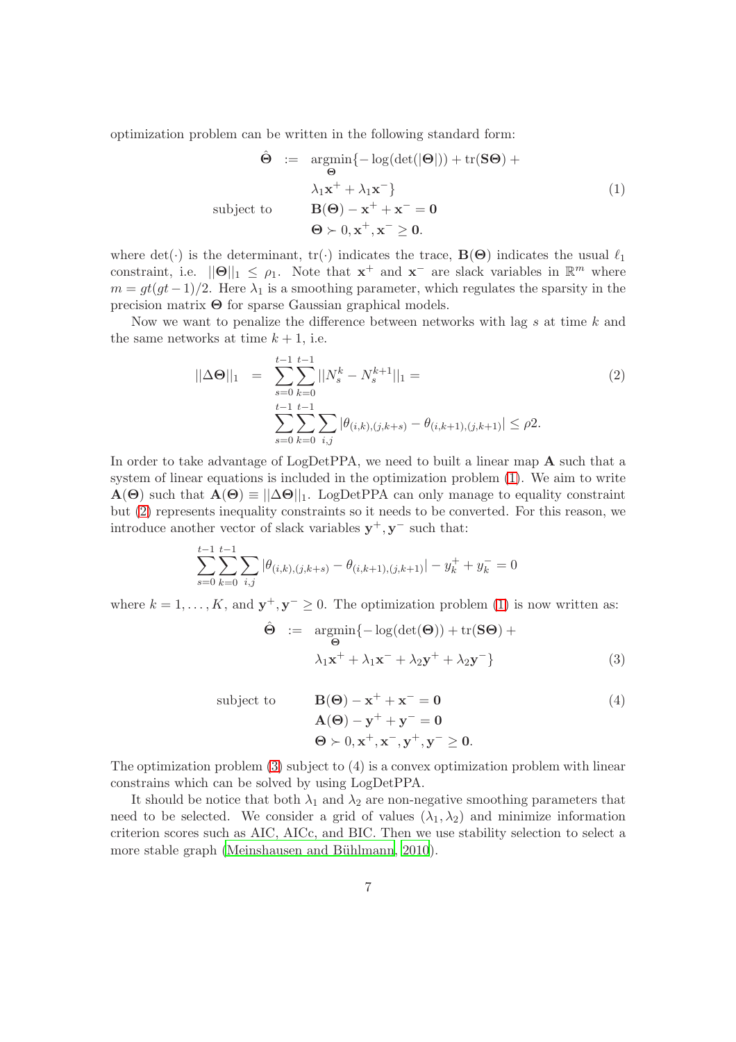optimization problem can be written in the following standard form:

$$
\begin{aligned}
\hat{\mathbf{\Theta}} \;&:=\; \underset{\mathbf{\Theta}}{\operatorname{argmin}}\{-\log(\det(|\mathbf{\Theta}|)) + \operatorname{tr}(\mathbf{S\Theta}) + \\
&\qquad \lambda_1 \mathbf{x}^+ + \lambda_1 \mathbf{x}^-\} \\
\text{subject to} \quad &\qquad \mathbf{B}(\mathbf{\Theta}) - \mathbf{x}^+ + \mathbf{x}^- = \mathbf{0} \\
&\qquad \mathbf{\Theta} \succ 0, \mathbf{x}^+, \mathbf{x}^- \geq \mathbf{0}.
\end{aligned} \tag{1}
$$

where $\det(\cdot)$ is the determinant, $\operatorname{tr}(\cdot)$ indicates the trace, $\mathbf{B}(\mathbf{\Theta})$ indicates the usual $\ell_1$ constraint, i.e. $||\mathbf{\Theta}||_1 \leq \rho_1$. Note that $\mathbf{x}^+$ and $\mathbf{x}^-$ are slack variables in $\mathbb{R}^m$ where $m = gt(gt-1)/2$. Here $\lambda_1$ is a smoothing parameter, which regulates the sparsity in the precision matrix $\mathbf{\Theta}$ for sparse Gaussian graphical models.

Now we want to penalize the difference between networks with lag $s$ at time $k$ and the same networks at time $k+1$, i.e.

$$
\begin{aligned}
||\Delta\mathbf{\Theta}||_1 \;&=\; \sum_{s=0}^{t-1}\sum_{k=0}^{t-1} ||N_s^k - N_s^{k+1}||_1 = \\
&\quad \sum_{s=0}^{t-1}\sum_{k=0}^{t-1}\sum_{i,j} |\theta_{(i,k),(j,k+s)} - \theta_{(i,k+1),(j,k+1)}| \leq \rho 2.
\end{aligned} \tag{2}
$$

In order to take advantage of LogDetPPA, we need to built a linear map $\mathbf{A}$ such that a system of linear equations is included in the optimization problem (1). We aim to write $\mathbf{A}(\mathbf{\Theta})$ such that $\mathbf{A}(\mathbf{\Theta}) \equiv ||\Delta\mathbf{\Theta}||_1$. LogDetPPA can only manage to equality constraint but (2) represents inequality constraints so it needs to be converted. For this reason, we introduce another vector of slack variables $\mathbf{y}^+, \mathbf{y}^-$ such that:

$$
\sum_{s=0}^{t-1}\sum_{k=0}^{t-1}\sum_{i,j} |\theta_{(i,k),(j,k+s)} - \theta_{(i,k+1),(j,k+1)}| - y_k^+ + y_k^- = 0
$$

where $k = 1, \ldots, K$, and $\mathbf{y}^+, \mathbf{y}^- \geq 0$. The optimization problem (1) is now written as:

$$
\begin{aligned}
\hat{\mathbf{\Theta}} \;&:=\; \underset{\mathbf{\Theta}}{\operatorname{argmin}}\{-\log(\det(\mathbf{\Theta})) + \operatorname{tr}(\mathbf{S\Theta}) + \\
&\qquad \lambda_1 \mathbf{x}^+ + \lambda_1 \mathbf{x}^- + \lambda_2 \mathbf{y}^+ + \lambda_2 \mathbf{y}^-\}
\end{aligned} \tag{3}
$$

$$
\begin{aligned}
\text{subject to} \quad &\qquad \mathbf{B}(\mathbf{\Theta}) - \mathbf{x}^+ + \mathbf{x}^- = \mathbf{0} \\
&\qquad \mathbf{A}(\mathbf{\Theta}) - \mathbf{y}^+ + \mathbf{y}^- = \mathbf{0} \\
&\qquad \mathbf{\Theta} \succ 0, \mathbf{x}^+, \mathbf{x}^-, \mathbf{y}^+, \mathbf{y}^- \geq \mathbf{0}.
\end{aligned} \tag{4}
$$

The optimization problem (3) subject to (4) is a convex optimization problem with linear constrains which can be solved by using LogDetPPA.

It should be notice that both $\lambda_1$ and $\lambda_2$ are non-negative smoothing parameters that need to be selected. We consider a grid of values $(\lambda_1, \lambda_2)$ and minimize information criterion scores such as AIC, AICc, and BIC. Then we use stability selection to select a more stable graph (Meinshausen and Bühlmann, 2010).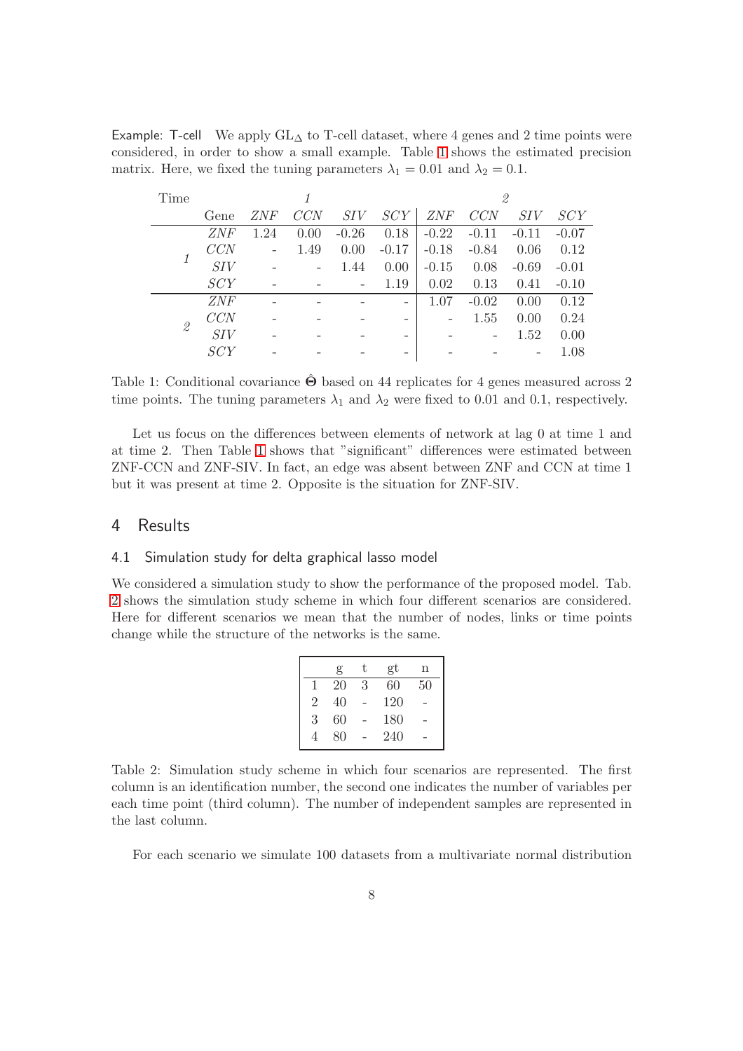Example: T-cell  We apply $\mathrm{GL}_\Delta$ to T-cell dataset, where 4 genes and 2 time points were considered, in order to show a small example. Table 1 shows the estimated precision matrix. Here, we fixed the tuning parameters $\lambda_1 = 0.01$ and $\lambda_2 = 0.1$.

| Time | | *1* | | | | *2* | | | |
|---|---|---|---|---|---|---|---|---|---|
| | Gene | *ZNF* | *CCN* | *SIV* | *SCY* | *ZNF* | *CCN* | *SIV* | *SCY* |
| *1* | *ZNF* | 1.24 | 0.00 | -0.26 | 0.18 | -0.22 | -0.11 | -0.11 | -0.07 |
| | *CCN* | - | 1.49 | 0.00 | -0.17 | -0.18 | -0.84 | 0.06 | 0.12 |
| | *SIV* | - | - | 1.44 | 0.00 | -0.15 | 0.08 | -0.69 | -0.01 |
| | *SCY* | - | - | - | 1.19 | 0.02 | 0.13 | 0.41 | -0.10 |
| *2* | *ZNF* | - | - | - | - | 1.07 | -0.02 | 0.00 | 0.12 |
| | *CCN* | - | - | - | - | - | 1.55 | 0.00 | 0.24 |
| | *SIV* | - | - | - | - | - | - | 1.52 | 0.00 |
| | *SCY* | - | - | - | - | - | - | - | 1.08 |

Table 1: Conditional covariance $\hat{\mathbf{\Theta}}$ based on 44 replicates for 4 genes measured across 2 time points. The tuning parameters $\lambda_1$ and $\lambda_2$ were fixed to 0.01 and 0.1, respectively.

Let us focus on the differences between elements of network at lag 0 at time 1 and at time 2. Then Table 1 shows that "significant" differences were estimated between ZNF-CCN and ZNF-SIV. In fact, an edge was absent between ZNF and CCN at time 1 but it was present at time 2. Opposite is the situation for ZNF-SIV.

## 4 Results

### 4.1 Simulation study for delta graphical lasso model

We considered a simulation study to show the performance of the proposed model. Tab. 2 shows the simulation study scheme in which four different scenarios are considered. Here for different scenarios we mean that the number of nodes, links or time points change while the structure of the networks is the same.

| | g | t | gt | n |
|---|---|---|---|---|
| 1 | 20 | 3 | 60 | 50 |
| 2 | 40 | - | 120 | - |
| 3 | 60 | - | 180 | - |
| 4 | 80 | - | 240 | - |

Table 2: Simulation study scheme in which four scenarios are represented. The first column is an identification number, the second one indicates the number of variables per each time point (third column). The number of independent samples are represented in the last column.

For each scenario we simulate 100 datasets from a multivariate normal distribution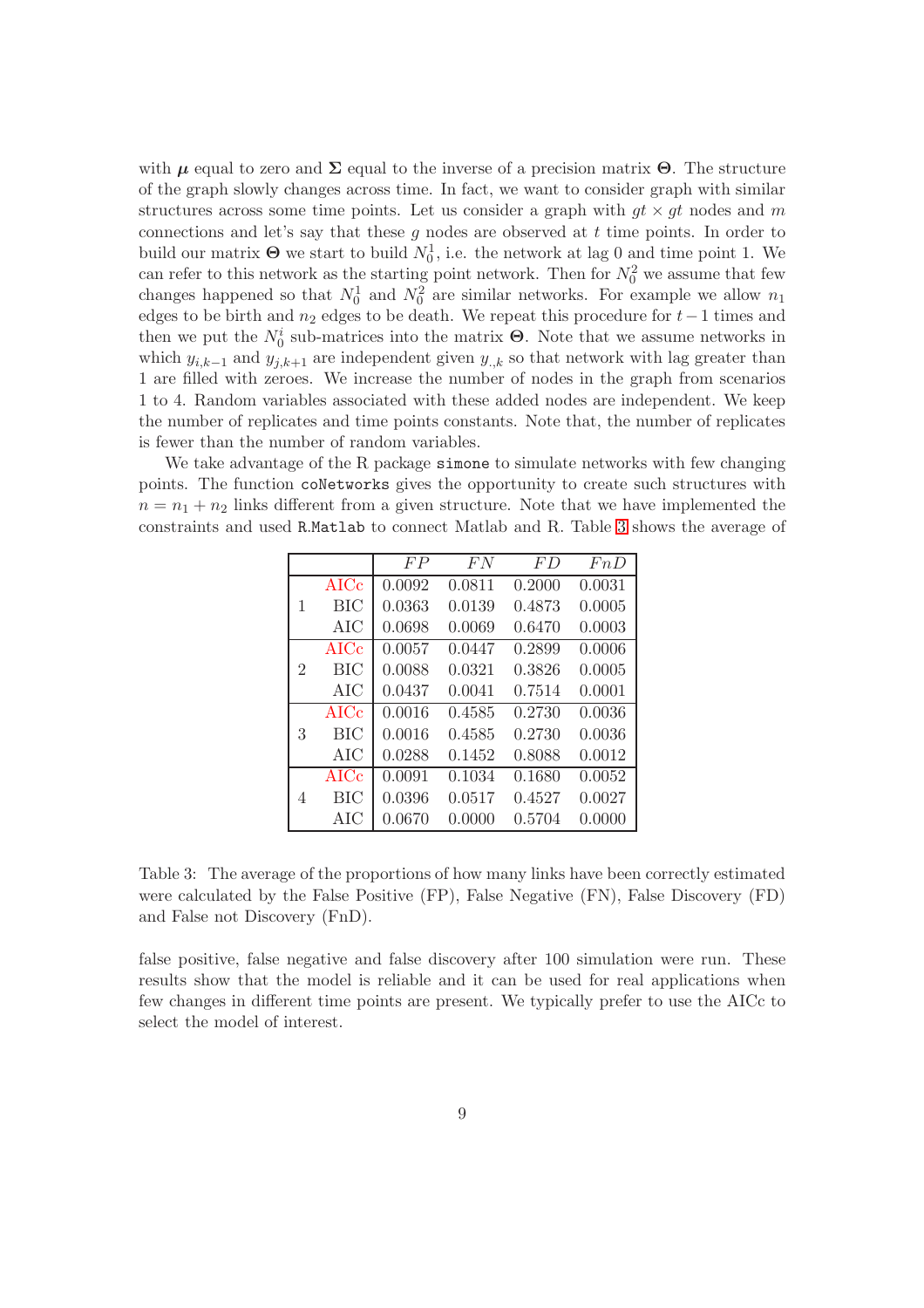with $\boldsymbol{\mu}$ equal to zero and $\boldsymbol{\Sigma}$ equal to the inverse of a precision matrix $\boldsymbol{\Theta}$. The structure of the graph slowly changes across time. In fact, we want to consider graph with similar structures across some time points. Let us consider a graph with $gt \times gt$ nodes and $m$ connections and let's say that these $g$ nodes are observed at $t$ time points. In order to build our matrix $\boldsymbol{\Theta}$ we start to build $N_0^1$, i.e. the network at lag 0 and time point 1. We can refer to this network as the starting point network. Then for $N_0^2$ we assume that few changes happened so that $N_0^1$ and $N_0^2$ are similar networks. For example we allow $n_1$ edges to be birth and $n_2$ edges to be death. We repeat this procedure for $t-1$ times and then we put the $N_0^i$ sub-matrices into the matrix $\boldsymbol{\Theta}$. Note that we assume networks in which $y_{i,k-1}$ and $y_{j,k+1}$ are independent given $y_{.,k}$ so that network with lag greater than 1 are filled with zeroes. We increase the number of nodes in the graph from scenarios 1 to 4. Random variables associated with these added nodes are independent. We keep the number of replicates and time points constants. Note that, the number of replicates is fewer than the number of random variables.

We take advantage of the R package `simone` to simulate networks with few changing points. The function `coNetworks` gives the opportunity to create such structures with $n = n_1 + n_2$ links different from a given structure. Note that we have implemented the constraints and used `R.Matlab` to connect Matlab and R. Table 3 shows the average of

| | | $FP$ | $FN$ | $FD$ | $FnD$ |
|---|---|---|---|---|---|
| 1 | AICc | 0.0092 | 0.0811 | 0.2000 | 0.0031 |
| | BIC | 0.0363 | 0.0139 | 0.4873 | 0.0005 |
| | AIC | 0.0698 | 0.0069 | 0.6470 | 0.0003 |
| 2 | AICc | 0.0057 | 0.0447 | 0.2899 | 0.0006 |
| | BIC | 0.0088 | 0.0321 | 0.3826 | 0.0005 |
| | AIC | 0.0437 | 0.0041 | 0.7514 | 0.0001 |
| 3 | AICc | 0.0016 | 0.4585 | 0.2730 | 0.0036 |
| | BIC | 0.0016 | 0.4585 | 0.2730 | 0.0036 |
| | AIC | 0.0288 | 0.1452 | 0.8088 | 0.0012 |
| 4 | AICc | 0.0091 | 0.1034 | 0.1680 | 0.0052 |
| | BIC | 0.0396 | 0.0517 | 0.4527 | 0.0027 |
| | AIC | 0.0670 | 0.0000 | 0.5704 | 0.0000 |

Table 3: The average of the proportions of how many links have been correctly estimated were calculated by the False Positive (FP), False Negative (FN), False Discovery (FD) and False not Discovery (FnD).

false positive, false negative and false discovery after 100 simulation were run. These results show that the model is reliable and it can be used for real applications when few changes in different time points are present. We typically prefer to use the AICc to select the model of interest.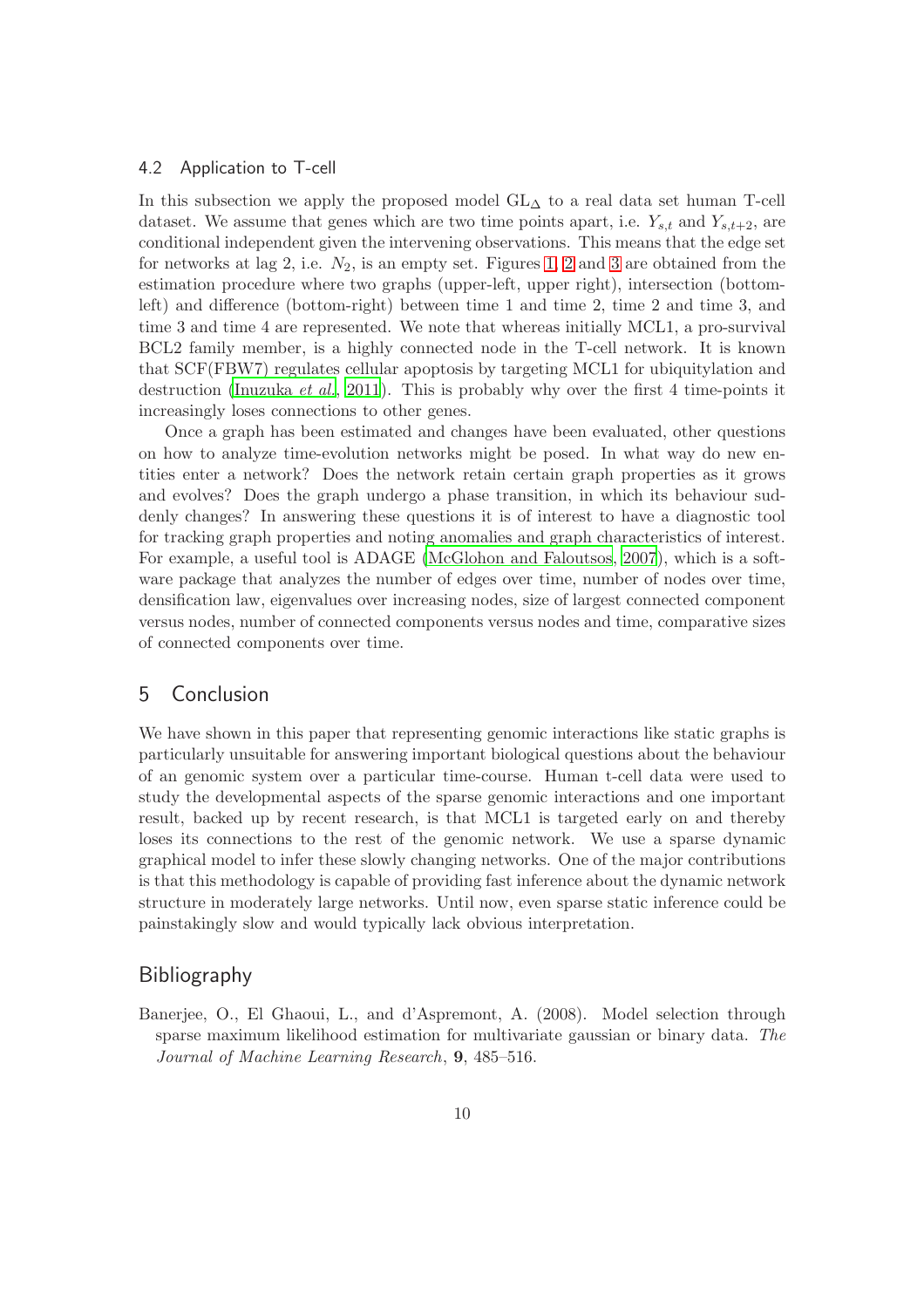### 4.2 Application to T-cell

In this subsection we apply the proposed model $\text{GL}_\Delta$ to a real data set human T-cell dataset. We assume that genes which are two time points apart, i.e. $Y_{s,t}$ and $Y_{s,t+2}$, are conditional independent given the intervening observations. This means that the edge set for networks at lag 2, i.e. $N_2$, is an empty set. Figures 1, 2 and 3 are obtained from the estimation procedure where two graphs (upper-left, upper right), intersection (bottom-left) and difference (bottom-right) between time 1 and time 2, time 2 and time 3, and time 3 and time 4 are represented. We note that whereas initially MCL1, a pro-survival BCL2 family member, is a highly connected node in the T-cell network. It is known that SCF(FBW7) regulates cellular apoptosis by targeting MCL1 for ubiquitylation and destruction (Inuzuka *et al*, 2011). This is probably why over the first 4 time-points it increasingly loses connections to other genes.

Once a graph has been estimated and changes have been evaluated, other questions on how to analyze time-evolution networks might be posed. In what way do new entities enter a network? Does the network retain certain graph properties as it grows and evolves? Does the graph undergo a phase transition, in which its behaviour suddenly changes? In answering these questions it is of interest to have a diagnostic tool for tracking graph properties and noting anomalies and graph characteristics of interest. For example, a useful tool is ADAGE (McGlohon and Faloutsos, 2007), which is a software package that analyzes the number of edges over time, number of nodes over time, densification law, eigenvalues over increasing nodes, size of largest connected component versus nodes, number of connected components versus nodes and time, comparative sizes of connected components over time.

## 5 Conclusion

We have shown in this paper that representing genomic interactions like static graphs is particularly unsuitable for answering important biological questions about the behaviour of an genomic system over a particular time-course. Human t-cell data were used to study the developmental aspects of the sparse genomic interactions and one important result, backed up by recent research, is that MCL1 is targeted early on and thereby loses its connections to the rest of the genomic network. We use a sparse dynamic graphical model to infer these slowly changing networks. One of the major contributions is that this methodology is capable of providing fast inference about the dynamic network structure in moderately large networks. Until now, even sparse static inference could be painstakingly slow and would typically lack obvious interpretation.

## Bibliography

Banerjee, O., El Ghaoui, L., and d'Aspremont, A. (2008). Model selection through sparse maximum likelihood estimation for multivariate gaussian or binary data. *The Journal of Machine Learning Research*, **9**, 485–516.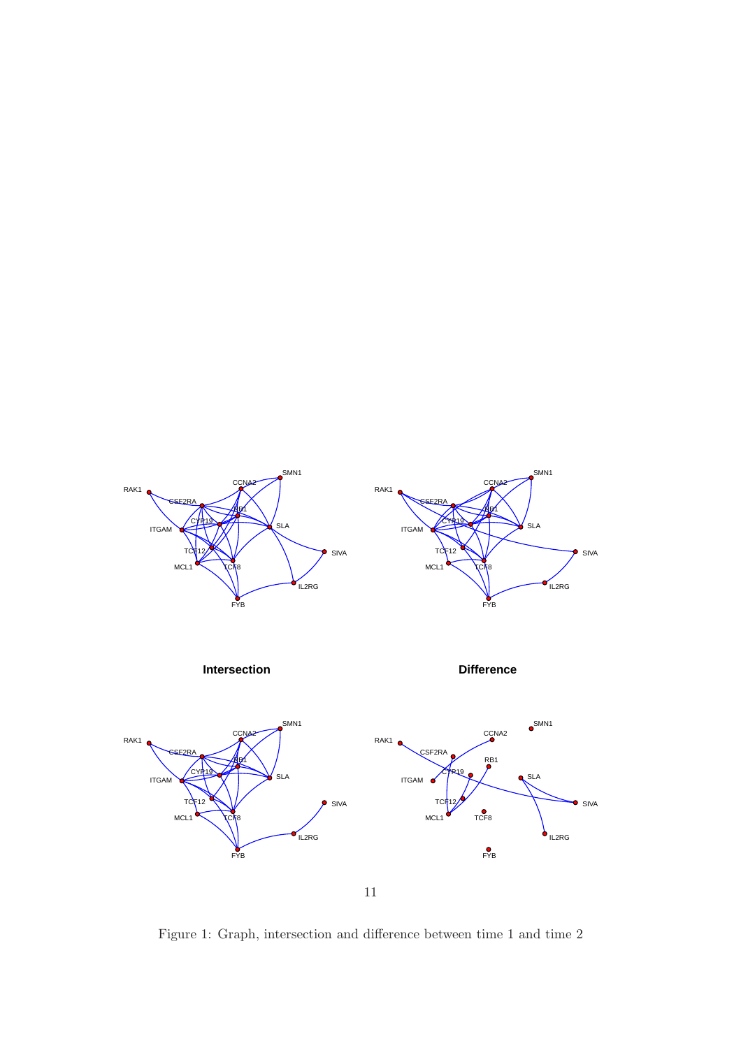**Intersection**

**Difference**

Figure 1: Graph, intersection and difference between time 1 and time 2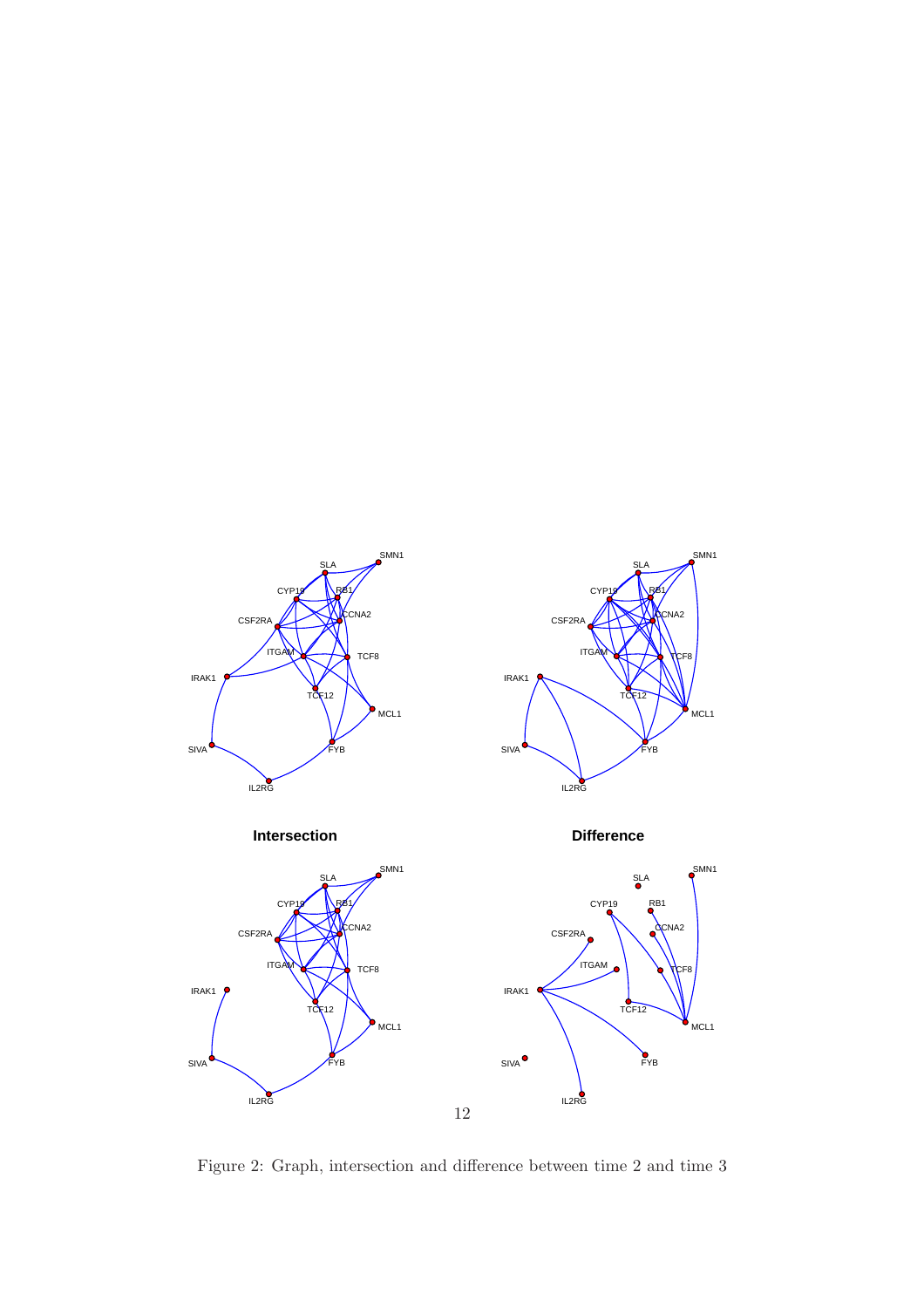**Intersection**

**Difference**

Figure 2: Graph, intersection and difference between time 2 and time 3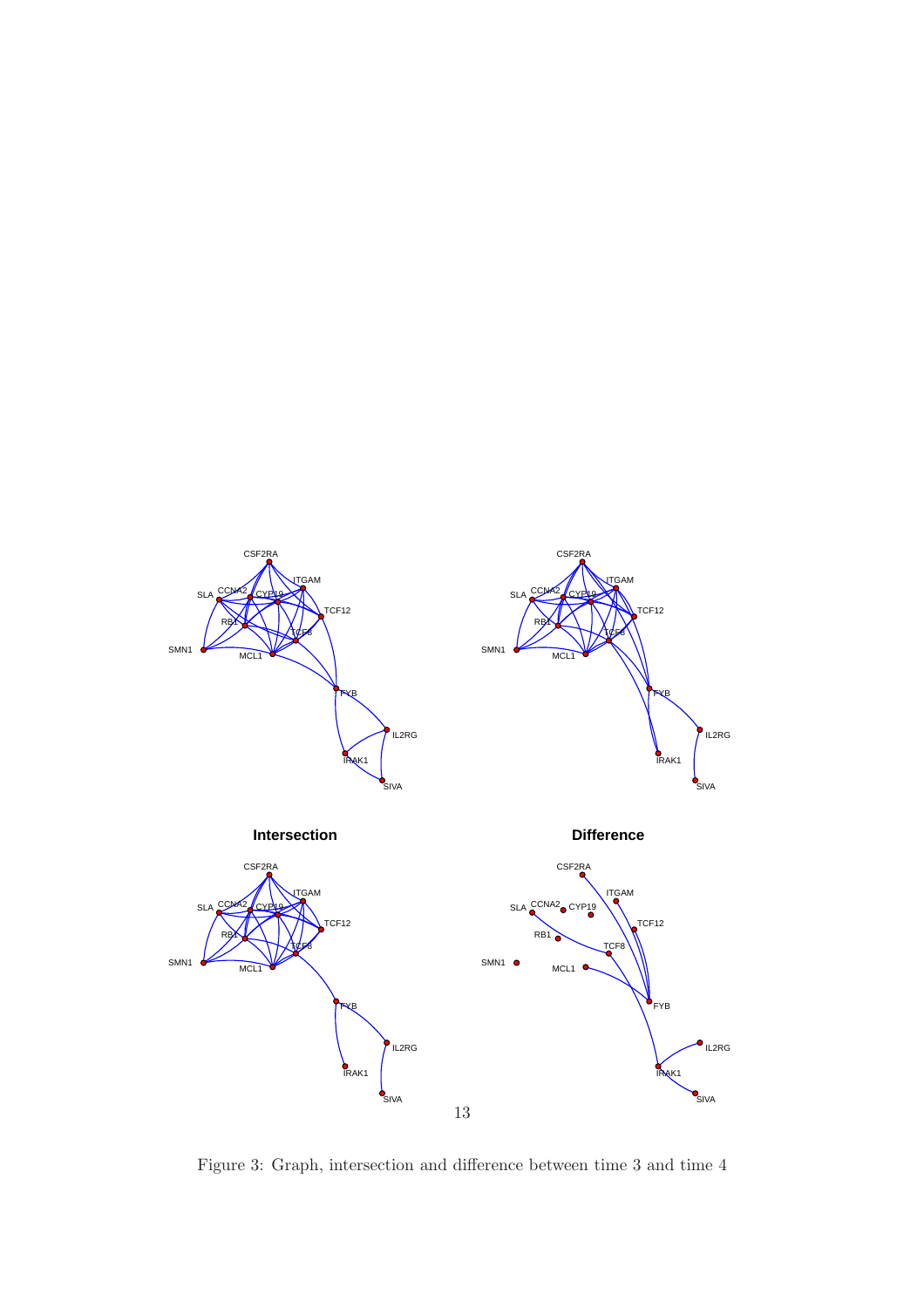Figure 3: Graph, intersection and difference between time 3 and time 4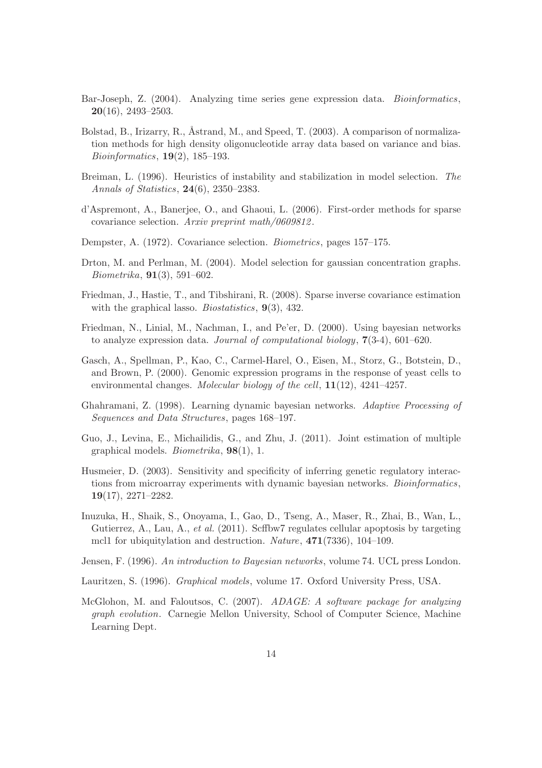Bar-Joseph, Z. (2004). Analyzing time series gene expression data. *Bioinformatics*, **20**(16), 2493–2503.

Bolstad, B., Irizarry, R., Åstrand, M., and Speed, T. (2003). A comparison of normalization methods for high density oligonucleotide array data based on variance and bias. *Bioinformatics*, **19**(2), 185–193.

Breiman, L. (1996). Heuristics of instability and stabilization in model selection. *The Annals of Statistics*, **24**(6), 2350–2383.

d'Aspremont, A., Banerjee, O., and Ghaoui, L. (2006). First-order methods for sparse covariance selection. *Arxiv preprint math/0609812*.

Dempster, A. (1972). Covariance selection. *Biometrics*, pages 157–175.

Drton, M. and Perlman, M. (2004). Model selection for gaussian concentration graphs. *Biometrika*, **91**(3), 591–602.

Friedman, J., Hastie, T., and Tibshirani, R. (2008). Sparse inverse covariance estimation with the graphical lasso. *Biostatistics*, **9**(3), 432.

Friedman, N., Linial, M., Nachman, I., and Pe'er, D. (2000). Using bayesian networks to analyze expression data. *Journal of computational biology*, **7**(3-4), 601–620.

Gasch, A., Spellman, P., Kao, C., Carmel-Harel, O., Eisen, M., Storz, G., Botstein, D., and Brown, P. (2000). Genomic expression programs in the response of yeast cells to environmental changes. *Molecular biology of the cell*, **11**(12), 4241–4257.

Ghahramani, Z. (1998). Learning dynamic bayesian networks. *Adaptive Processing of Sequences and Data Structures*, pages 168–197.

Guo, J., Levina, E., Michailidis, G., and Zhu, J. (2011). Joint estimation of multiple graphical models. *Biometrika*, **98**(1), 1.

Husmeier, D. (2003). Sensitivity and specificity of inferring genetic regulatory interactions from microarray experiments with dynamic bayesian networks. *Bioinformatics*, **19**(17), 2271–2282.

Inuzuka, H., Shaik, S., Onoyama, I., Gao, D., Tseng, A., Maser, R., Zhai, B., Wan, L., Gutierrez, A., Lau, A., *et al.* (2011). Scffbw7 regulates cellular apoptosis by targeting mcl1 for ubiquitylation and destruction. *Nature*, **471**(7336), 104–109.

Jensen, F. (1996). *An introduction to Bayesian networks*, volume 74. UCL press London.

Lauritzen, S. (1996). *Graphical models*, volume 17. Oxford University Press, USA.

McGlohon, M. and Faloutsos, C. (2007). *ADAGE: A software package for analyzing graph evolution*. Carnegie Mellon University, School of Computer Science, Machine Learning Dept.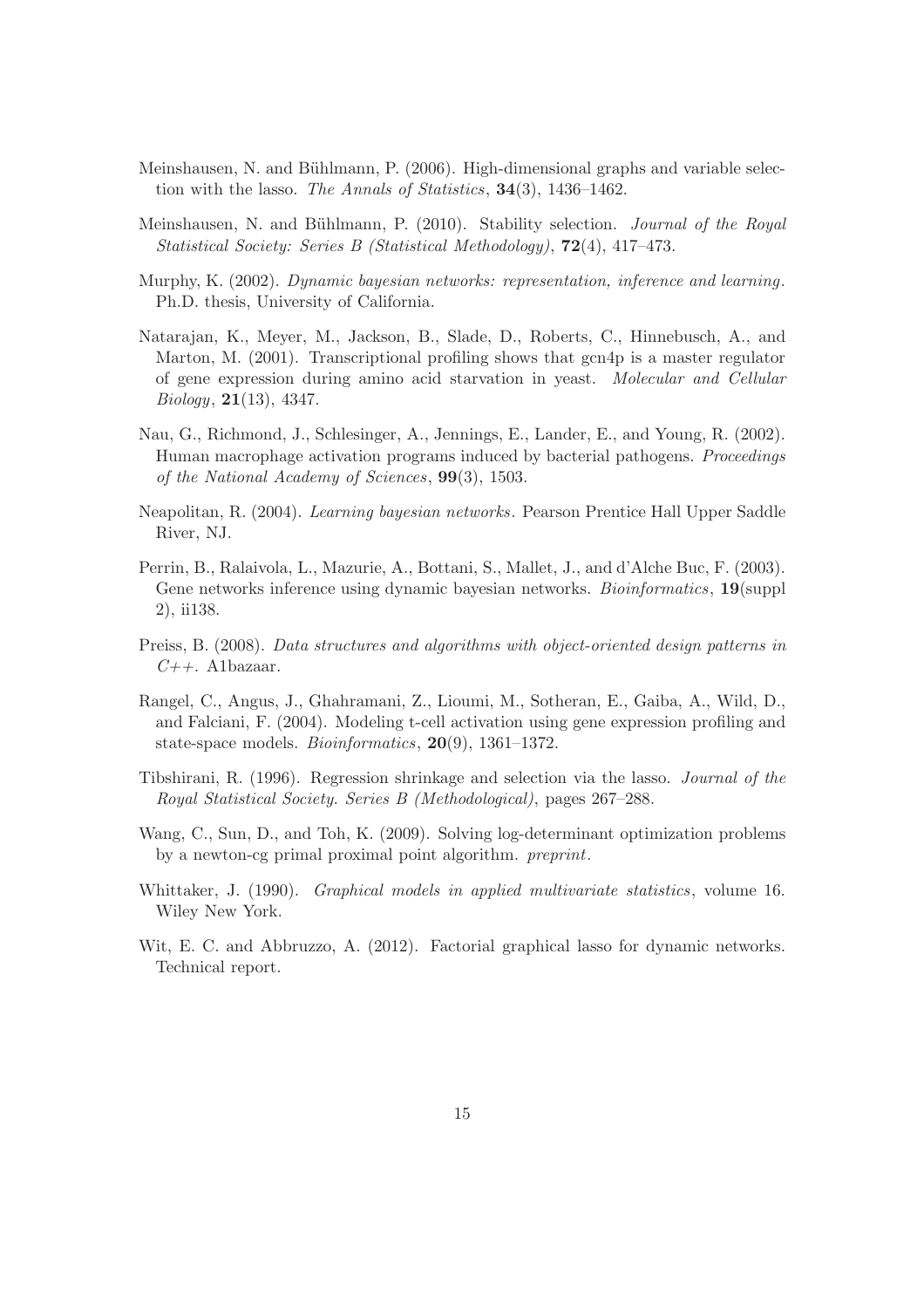Meinshausen, N. and Bühlmann, P. (2006). High-dimensional graphs and variable selection with the lasso. *The Annals of Statistics*, **34**(3), 1436–1462.

Meinshausen, N. and Bühlmann, P. (2010). Stability selection. *Journal of the Royal Statistical Society: Series B (Statistical Methodology)*, **72**(4), 417–473.

Murphy, K. (2002). *Dynamic bayesian networks: representation, inference and learning*. Ph.D. thesis, University of California.

Natarajan, K., Meyer, M., Jackson, B., Slade, D., Roberts, C., Hinnebusch, A., and Marton, M. (2001). Transcriptional profiling shows that gcn4p is a master regulator of gene expression during amino acid starvation in yeast. *Molecular and Cellular Biology*, **21**(13), 4347.

Nau, G., Richmond, J., Schlesinger, A., Jennings, E., Lander, E., and Young, R. (2002). Human macrophage activation programs induced by bacterial pathogens. *Proceedings of the National Academy of Sciences*, **99**(3), 1503.

Neapolitan, R. (2004). *Learning bayesian networks*. Pearson Prentice Hall Upper Saddle River, NJ.

Perrin, B., Ralaivola, L., Mazurie, A., Bottani, S., Mallet, J., and d'Alche Buc, F. (2003). Gene networks inference using dynamic bayesian networks. *Bioinformatics*, **19**(suppl 2), ii138.

Preiss, B. (2008). *Data structures and algorithms with object-oriented design patterns in C++*. A1bazaar.

Rangel, C., Angus, J., Ghahramani, Z., Lioumi, M., Sotheran, E., Gaiba, A., Wild, D., and Falciani, F. (2004). Modeling t-cell activation using gene expression profiling and state-space models. *Bioinformatics*, **20**(9), 1361–1372.

Tibshirani, R. (1996). Regression shrinkage and selection via the lasso. *Journal of the Royal Statistical Society. Series B (Methodological)*, pages 267–288.

Wang, C., Sun, D., and Toh, K. (2009). Solving log-determinant optimization problems by a newton-cg primal proximal point algorithm. *preprint*.

Whittaker, J. (1990). *Graphical models in applied multivariate statistics*, volume 16. Wiley New York.

Wit, E. C. and Abbruzzo, A. (2012). Factorial graphical lasso for dynamic networks. Technical report.